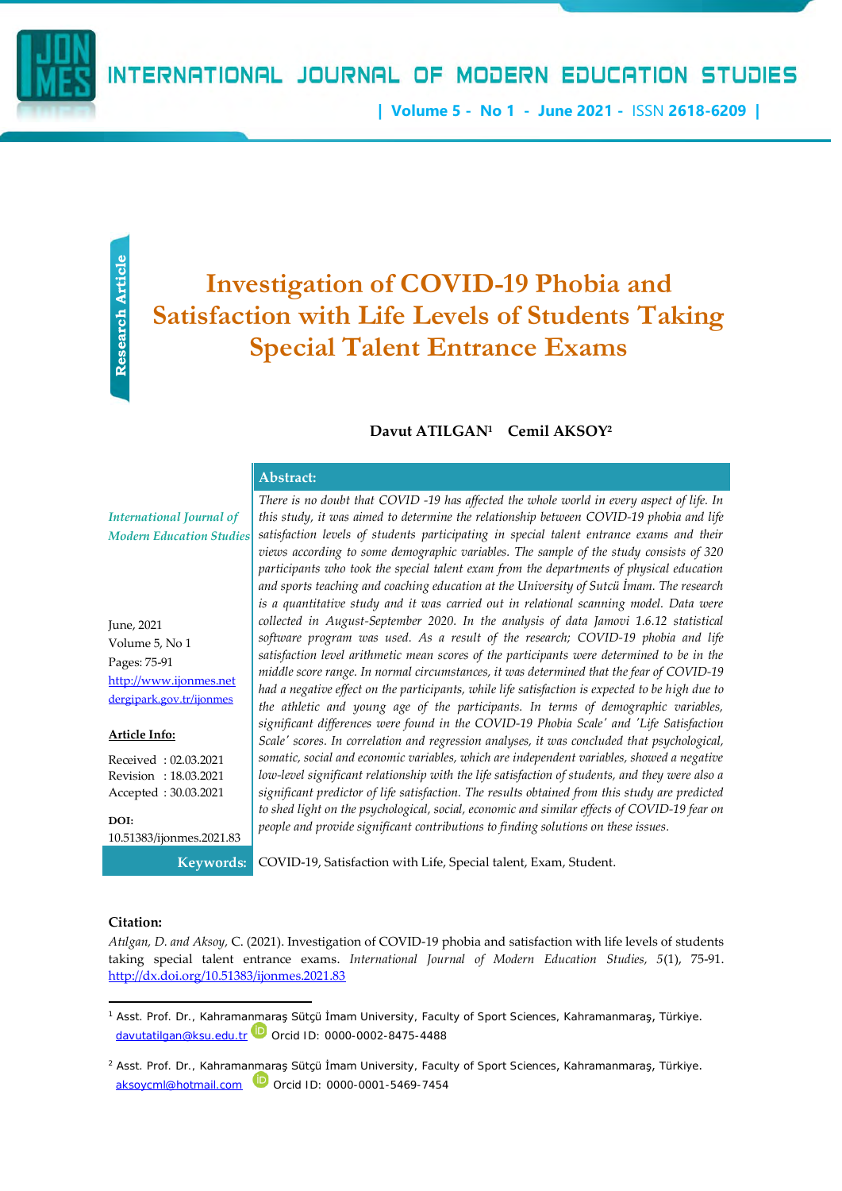Research Article

# Investigation of COVID-19 Phobia and Satisfaction with Life Levels of Students Taking Special Talent Entrance Exams

**Davut ATILGAN[1] Cemil AKSOY[2]**

*International Journal of Modern Education Studies*

June, 2021
Volume 5, No 1
Pages: 75-91
http://www.ijonmes.net
dergipark.gov.tr/ijonmes

**Article Info:**

Received : 02.03.2021
Revision : 18.03.2021
Accepted : 30.03.2021

**DOI:**
10.51383/ijonmes.2021.83

**Abstract:**

*There is no doubt that COVID -19 has affected the whole world in every aspect of life. In this study, it was aimed to determine the relationship between COVID-19 phobia and life satisfaction levels of students participating in special talent entrance exams and their views according to some demographic variables. The sample of the study consists of 320 participants who took the special talent exam from the departments of physical education and sports teaching and coaching education at the University of Sutcü İmam. The research is a quantitative study and it was carried out in relational scanning model. Data were collected in August-September 2020. In the analysis of data Jamovi 1.6.12 statistical software program was used. As a result of the research; COVID-19 phobia and life satisfaction level arithmetic mean scores of the participants were determined to be in the middle score range. In normal circumstances, it was determined that the fear of COVID-19 had a negative effect on the participants, while life satisfaction is expected to be high due to the athletic and young age of the participants. In terms of demographic variables, significant differences were found in the COVID-19 Phobia Scale' and 'Life Satisfaction Scale' scores. In correlation and regression analyses, it was concluded that psychological, somatic, social and economic variables, which are independent variables, showed a negative low-level significant relationship with the life satisfaction of students, and they were also a significant predictor of life satisfaction. The results obtained from this study are predicted to shed light on the psychological, social, economic and similar effects of COVID-19 fear on people and provide significant contributions to finding solutions on these issues.*

**Keywords:** COVID-19, Satisfaction with Life, Special talent, Exam, Student.

**Citation:**

*Atılgan, D. and Aksoy,* C. (2021). Investigation of COVID-19 phobia and satisfaction with life levels of students taking special talent entrance exams. *International Journal of Modern Education Studies, 5*(1), 75-91. http://dx.doi.org/10.51383/ijonmes.2021.83

---

[1] Asst. Prof. Dr., Kahramanmaraş Sütçü İmam University, Faculty of Sport Sciences, Kahramanmaraş, Türkiye. davutatilgan@ksu.edu.tr Orcid ID: 0000-0002-8475-4488

[2] Asst. Prof. Dr., Kahramanmaraş Sütçü İmam University, Faculty of Sport Sciences, Kahramanmaraş, Türkiye. aksoycml@hotmail.com Orcid ID: 0000-0001-5469-7454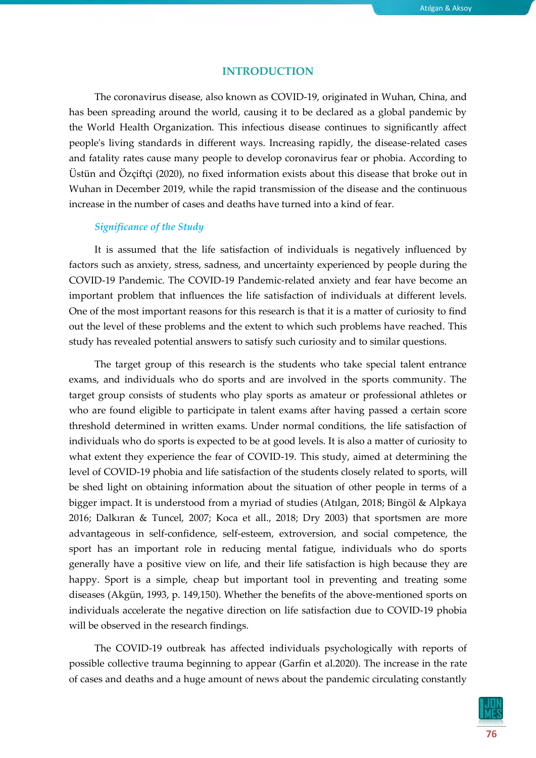## INTRODUCTION

The coronavirus disease, also known as COVID-19, originated in Wuhan, China, and has been spreading around the world, causing it to be declared as a global pandemic by the World Health Organization. This infectious disease continues to significantly affect people's living standards in different ways. Increasing rapidly, the disease-related cases and fatality rates cause many people to develop coronavirus fear or phobia. According to Üstün and Özçiftçi (2020), no fixed information exists about this disease that broke out in Wuhan in December 2019, while the rapid transmission of the disease and the continuous increase in the number of cases and deaths have turned into a kind of fear.

### *Significance of the Study*

It is assumed that the life satisfaction of individuals is negatively influenced by factors such as anxiety, stress, sadness, and uncertainty experienced by people during the COVID-19 Pandemic. The COVID-19 Pandemic-related anxiety and fear have become an important problem that influences the life satisfaction of individuals at different levels. One of the most important reasons for this research is that it is a matter of curiosity to find out the level of these problems and the extent to which such problems have reached. This study has revealed potential answers to satisfy such curiosity and to similar questions.

The target group of this research is the students who take special talent entrance exams, and individuals who do sports and are involved in the sports community. The target group consists of students who play sports as amateur or professional athletes or who are found eligible to participate in talent exams after having passed a certain score threshold determined in written exams. Under normal conditions, the life satisfaction of individuals who do sports is expected to be at good levels. It is also a matter of curiosity to what extent they experience the fear of COVID-19. This study, aimed at determining the level of COVID-19 phobia and life satisfaction of the students closely related to sports, will be shed light on obtaining information about the situation of other people in terms of a bigger impact. It is understood from a myriad of studies (Atılgan, 2018; Bingöl & Alpkaya 2016; Dalkıran & Tuncel, 2007; Koca et all., 2018; Dry 2003) that sportsmen are more advantageous in self-confidence, self-esteem, extroversion, and social competence, the sport has an important role in reducing mental fatigue, individuals who do sports generally have a positive view on life, and their life satisfaction is high because they are happy. Sport is a simple, cheap but important tool in preventing and treating some diseases (Akgün, 1993, p. 149,150). Whether the benefits of the above-mentioned sports on individuals accelerate the negative direction on life satisfaction due to COVID-19 phobia will be observed in the research findings.

The COVID-19 outbreak has affected individuals psychologically with reports of possible collective trauma beginning to appear (Garfin et al.2020). The increase in the rate of cases and deaths and a huge amount of news about the pandemic circulating constantly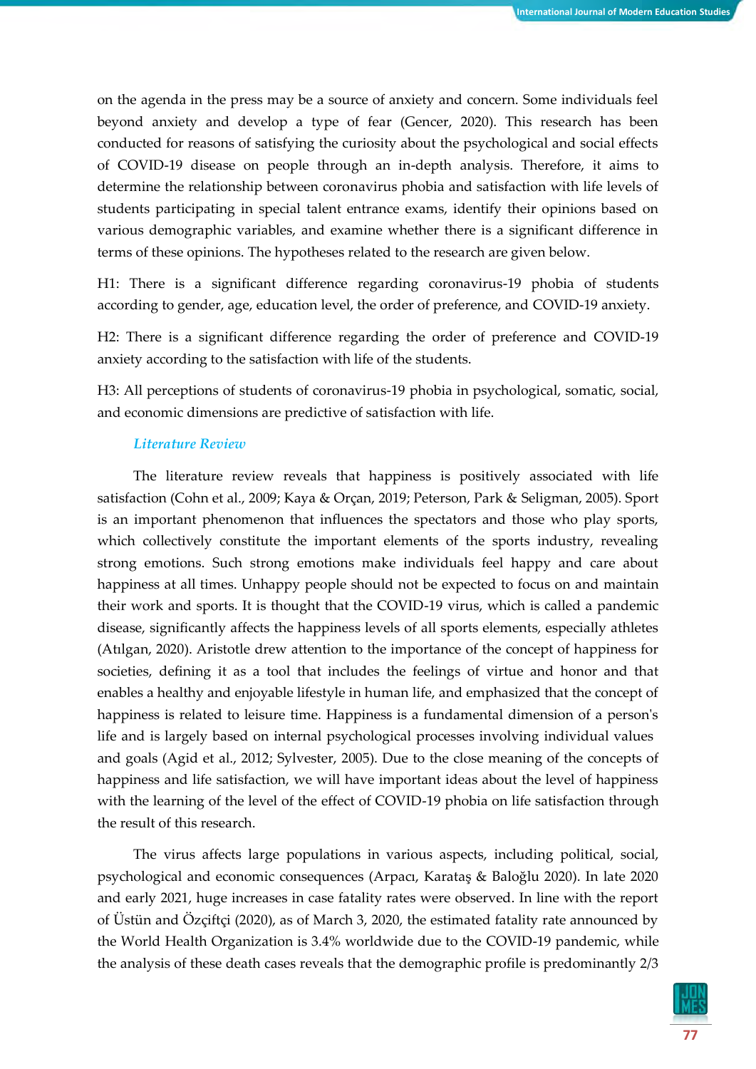on the agenda in the press may be a source of anxiety and concern. Some individuals feel beyond anxiety and develop a type of fear (Gencer, 2020). This research has been conducted for reasons of satisfying the curiosity about the psychological and social effects of COVID-19 disease on people through an in-depth analysis. Therefore, it aims to determine the relationship between coronavirus phobia and satisfaction with life levels of students participating in special talent entrance exams, identify their opinions based on various demographic variables, and examine whether there is a significant difference in terms of these opinions. The hypotheses related to the research are given below.

H1: There is a significant difference regarding coronavirus-19 phobia of students according to gender, age, education level, the order of preference, and COVID-19 anxiety.

H2: There is a significant difference regarding the order of preference and COVID-19 anxiety according to the satisfaction with life of the students.

H3: All perceptions of students of coronavirus-19 phobia in psychological, somatic, social, and economic dimensions are predictive of satisfaction with life.

### *Literature Review*

The literature review reveals that happiness is positively associated with life satisfaction (Cohn et al., 2009; Kaya & Orçan, 2019; Peterson, Park & Seligman, 2005). Sport is an important phenomenon that influences the spectators and those who play sports, which collectively constitute the important elements of the sports industry, revealing strong emotions. Such strong emotions make individuals feel happy and care about happiness at all times. Unhappy people should not be expected to focus on and maintain their work and sports. It is thought that the COVID-19 virus, which is called a pandemic disease, significantly affects the happiness levels of all sports elements, especially athletes (Atılgan, 2020). Aristotle drew attention to the importance of the concept of happiness for societies, defining it as a tool that includes the feelings of virtue and honor and that enables a healthy and enjoyable lifestyle in human life, and emphasized that the concept of happiness is related to leisure time. Happiness is a fundamental dimension of a person's life and is largely based on internal psychological processes involving individual values and goals (Agid et al., 2012; Sylvester, 2005). Due to the close meaning of the concepts of happiness and life satisfaction, we will have important ideas about the level of happiness with the learning of the level of the effect of COVID-19 phobia on life satisfaction through the result of this research.

The virus affects large populations in various aspects, including political, social, psychological and economic consequences (Arpacı, Karataş & Baloğlu 2020). In late 2020 and early 2021, huge increases in case fatality rates were observed. In line with the report of Üstün and Özçiftçi (2020), as of March 3, 2020, the estimated fatality rate announced by the World Health Organization is 3.4% worldwide due to the COVID-19 pandemic, while the analysis of these death cases reveals that the demographic profile is predominantly 2/3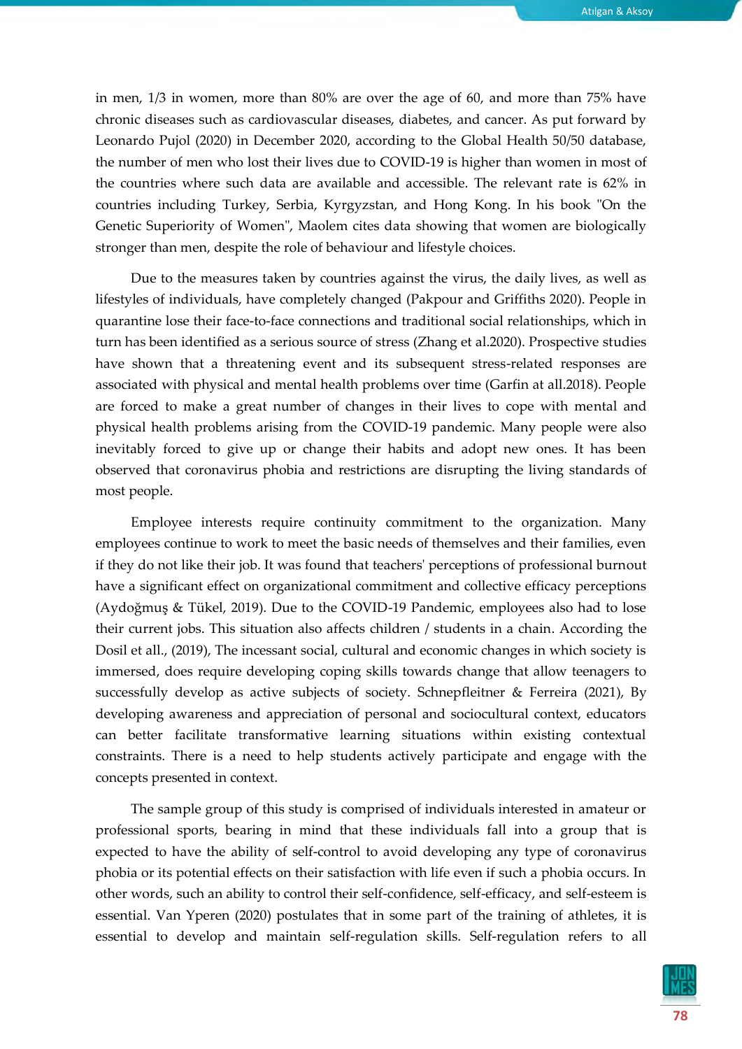in men, 1/3 in women, more than 80% are over the age of 60, and more than 75% have chronic diseases such as cardiovascular diseases, diabetes, and cancer. As put forward by Leonardo Pujol (2020) in December 2020, according to the Global Health 50/50 database, the number of men who lost their lives due to COVID-19 is higher than women in most of the countries where such data are available and accessible. The relevant rate is 62% in countries including Turkey, Serbia, Kyrgyzstan, and Hong Kong. In his book "On the Genetic Superiority of Women", Maolem cites data showing that women are biologically stronger than men, despite the role of behaviour and lifestyle choices.

Due to the measures taken by countries against the virus, the daily lives, as well as lifestyles of individuals, have completely changed (Pakpour and Griffiths 2020). People in quarantine lose their face-to-face connections and traditional social relationships, which in turn has been identified as a serious source of stress (Zhang et al.2020). Prospective studies have shown that a threatening event and its subsequent stress-related responses are associated with physical and mental health problems over time (Garfin at all.2018). People are forced to make a great number of changes in their lives to cope with mental and physical health problems arising from the COVID-19 pandemic. Many people were also inevitably forced to give up or change their habits and adopt new ones. It has been observed that coronavirus phobia and restrictions are disrupting the living standards of most people.

Employee interests require continuity commitment to the organization. Many employees continue to work to meet the basic needs of themselves and their families, even if they do not like their job. It was found that teachers' perceptions of professional burnout have a significant effect on organizational commitment and collective efficacy perceptions (Aydoğmuş & Tükel, 2019). Due to the COVID-19 Pandemic, employees also had to lose their current jobs. This situation also affects children / students in a chain. According the Dosil et all., (2019), The incessant social, cultural and economic changes in which society is immersed, does require developing coping skills towards change that allow teenagers to successfully develop as active subjects of society. Schnepfleitner & Ferreira (2021), By developing awareness and appreciation of personal and sociocultural context, educators can better facilitate transformative learning situations within existing contextual constraints. There is a need to help students actively participate and engage with the concepts presented in context.

The sample group of this study is comprised of individuals interested in amateur or professional sports, bearing in mind that these individuals fall into a group that is expected to have the ability of self-control to avoid developing any type of coronavirus phobia or its potential effects on their satisfaction with life even if such a phobia occurs. In other words, such an ability to control their self-confidence, self-efficacy, and self-esteem is essential. Van Yperen (2020) postulates that in some part of the training of athletes, it is essential to develop and maintain self-regulation skills. Self-regulation refers to all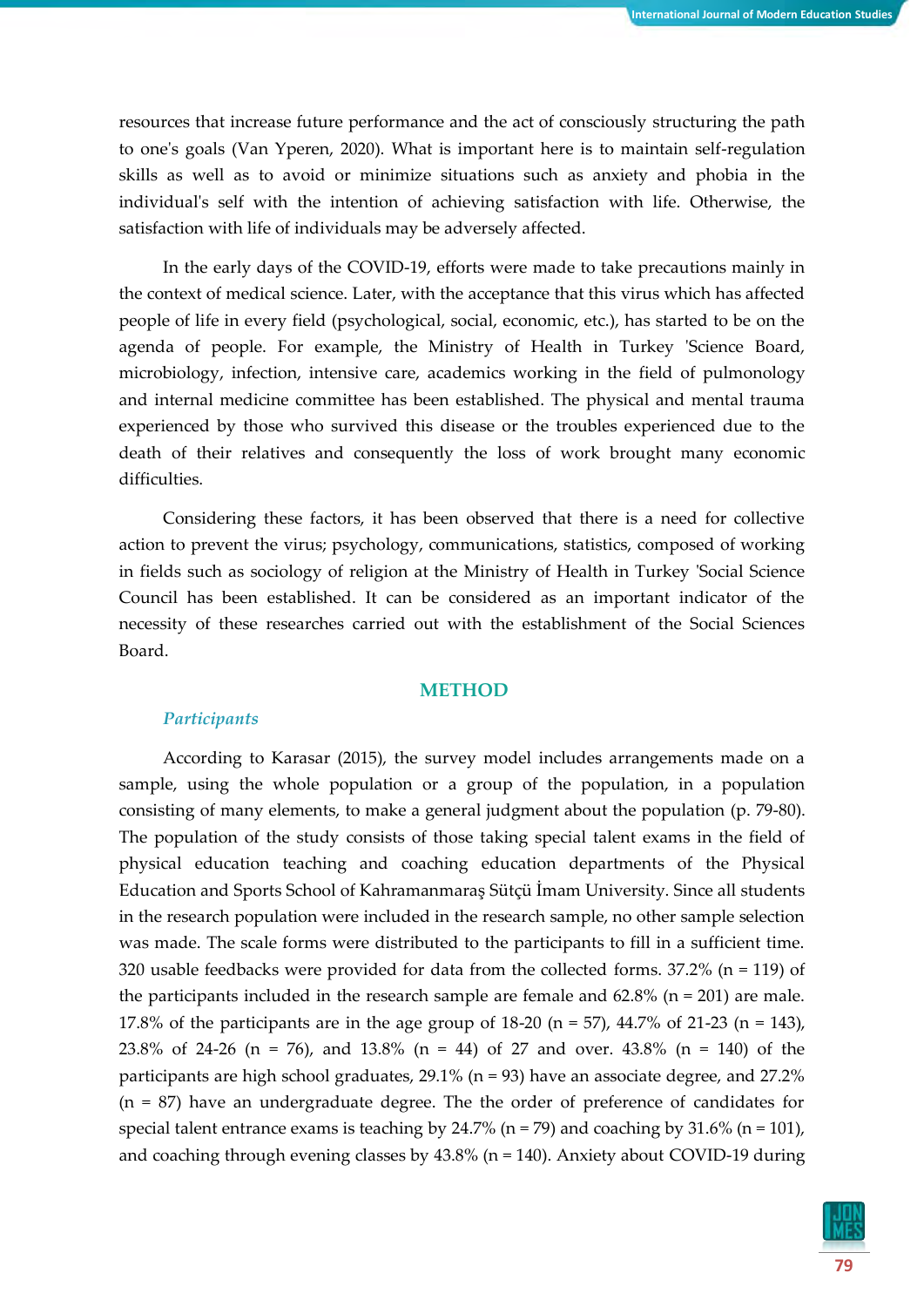resources that increase future performance and the act of consciously structuring the path to one's goals (Van Yperen, 2020). What is important here is to maintain self-regulation skills as well as to avoid or minimize situations such as anxiety and phobia in the individual's self with the intention of achieving satisfaction with life. Otherwise, the satisfaction with life of individuals may be adversely affected.

In the early days of the COVID-19, efforts were made to take precautions mainly in the context of medical science. Later, with the acceptance that this virus which has affected people of life in every field (psychological, social, economic, etc.), has started to be on the agenda of people. For example, the Ministry of Health in Turkey 'Science Board, microbiology, infection, intensive care, academics working in the field of pulmonology and internal medicine committee has been established. The physical and mental trauma experienced by those who survived this disease or the troubles experienced due to the death of their relatives and consequently the loss of work brought many economic difficulties.

Considering these factors, it has been observed that there is a need for collective action to prevent the virus; psychology, communications, statistics, composed of working in fields such as sociology of religion at the Ministry of Health in Turkey 'Social Science Council has been established. It can be considered as an important indicator of the necessity of these researches carried out with the establishment of the Social Sciences Board.

## METHOD

### *Participants*

According to Karasar (2015), the survey model includes arrangements made on a sample, using the whole population or a group of the population, in a population consisting of many elements, to make a general judgment about the population (p. 79-80). The population of the study consists of those taking special talent exams in the field of physical education teaching and coaching education departments of the Physical Education and Sports School of Kahramanmaraş Sütçü İmam University. Since all students in the research population were included in the research sample, no other sample selection was made. The scale forms were distributed to the participants to fill in a sufficient time. 320 usable feedbacks were provided for data from the collected forms. 37.2% (n = 119) of the participants included in the research sample are female and 62.8% (n = 201) are male. 17.8% of the participants are in the age group of 18-20 (n = 57), 44.7% of 21-23 (n = 143), 23.8% of 24-26 (n = 76), and 13.8% (n = 44) of 27 and over. 43.8% (n = 140) of the participants are high school graduates, 29.1% (n = 93) have an associate degree, and 27.2% (n = 87) have an undergraduate degree. The the order of preference of candidates for special talent entrance exams is teaching by 24.7% (n = 79) and coaching by 31.6% (n = 101), and coaching through evening classes by 43.8% (n = 140). Anxiety about COVID-19 during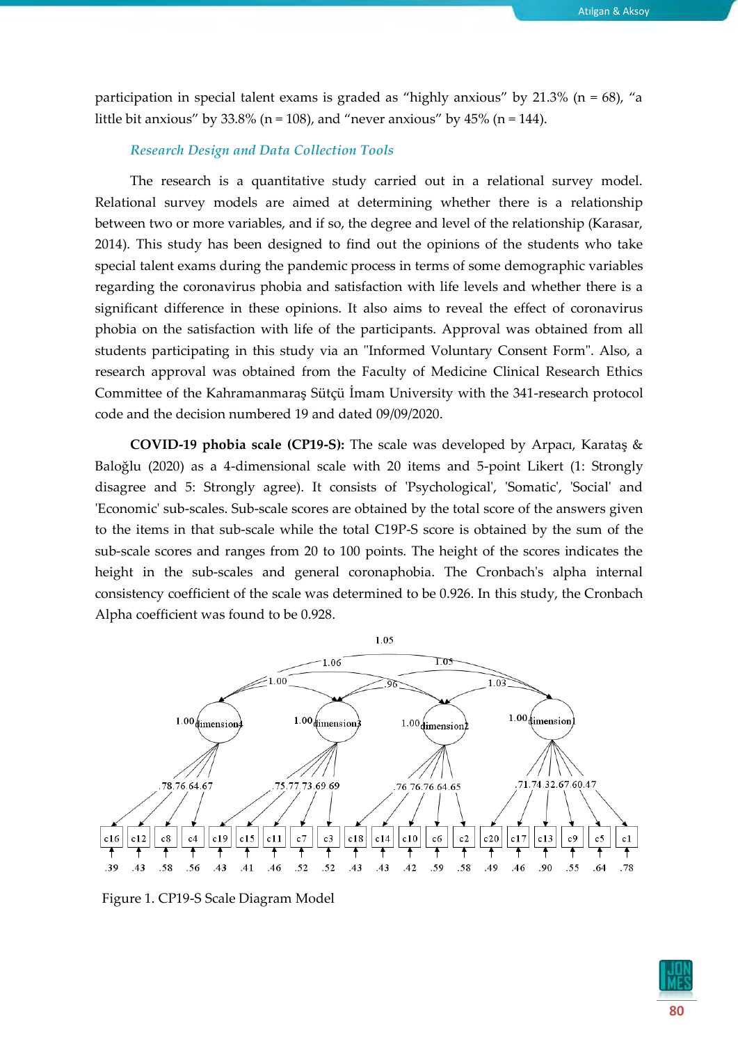participation in special talent exams is graded as "highly anxious" by 21.3% (n = 68), "a little bit anxious" by 33.8% (n = 108), and "never anxious" by 45% (n = 144).

### *Research Design and Data Collection Tools*

The research is a quantitative study carried out in a relational survey model. Relational survey models are aimed at determining whether there is a relationship between two or more variables, and if so, the degree and level of the relationship (Karasar, 2014). This study has been designed to find out the opinions of the students who take special talent exams during the pandemic process in terms of some demographic variables regarding the coronavirus phobia and satisfaction with life levels and whether there is a significant difference in these opinions. It also aims to reveal the effect of coronavirus phobia on the satisfaction with life of the participants. Approval was obtained from all students participating in this study via an "Informed Voluntary Consent Form". Also, a research approval was obtained from the Faculty of Medicine Clinical Research Ethics Committee of the Kahramanmaraş Sütçü İmam University with the 341-research protocol code and the decision numbered 19 and dated 09/09/2020.

**COVID-19 phobia scale (CP19-S):** The scale was developed by Arpacı, Karataş & Baloğlu (2020) as a 4-dimensional scale with 20 items and 5-point Likert (1: Strongly disagree and 5: Strongly agree). It consists of 'Psychological', 'Somatic', 'Social' and 'Economic' sub-scales. Sub-scale scores are obtained by the total score of the answers given to the items in that sub-scale while the total C19P-S score is obtained by the sum of the sub-scale scores and ranges from 20 to 100 points. The height of the scores indicates the height in the sub-scales and general coronaphobia. The Cronbach's alpha internal consistency coefficient of the scale was determined to be 0.926. In this study, the Cronbach Alpha coefficient was found to be 0.928.

Figure 1. CP19-S Scale Diagram Model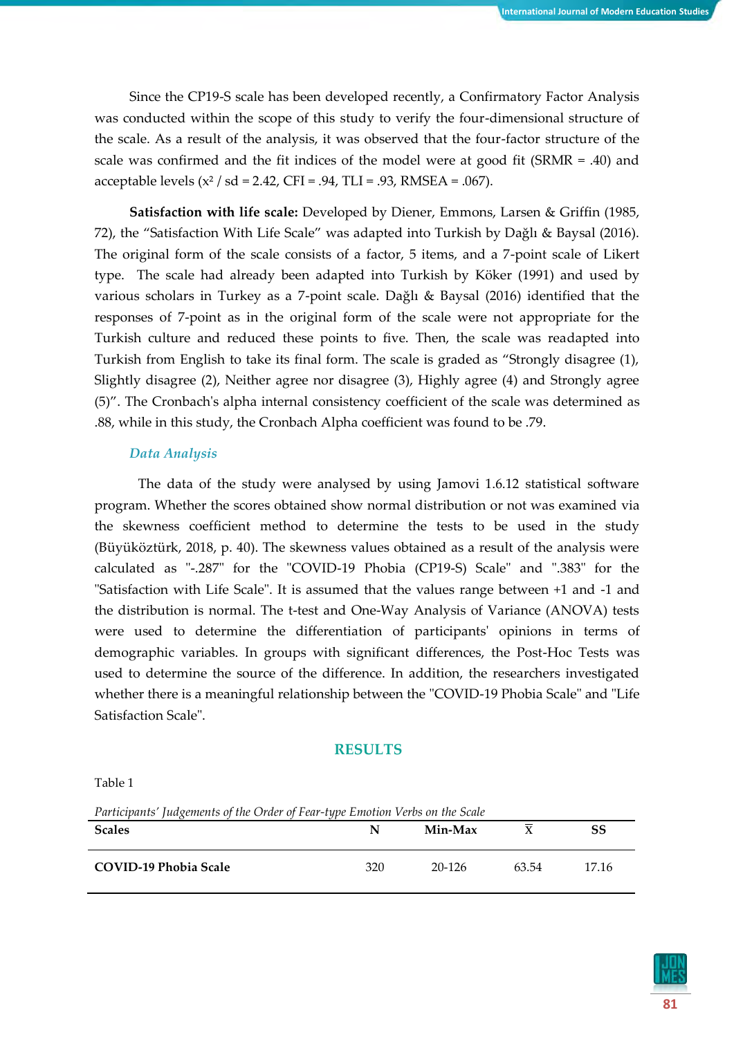Since the CP19-S scale has been developed recently, a Confirmatory Factor Analysis was conducted within the scope of this study to verify the four-dimensional structure of the scale. As a result of the analysis, it was observed that the four-factor structure of the scale was confirmed and the fit indices of the model were at good fit (SRMR = .40) and acceptable levels ($x^2$ / sd = 2.42, CFI = .94, TLI = .93, RMSEA = .067).

**Satisfaction with life scale:** Developed by Diener, Emmons, Larsen & Griffin (1985, 72), the "Satisfaction With Life Scale" was adapted into Turkish by Dağlı & Baysal (2016). The original form of the scale consists of a factor, 5 items, and a 7-point scale of Likert type. The scale had already been adapted into Turkish by Köker (1991) and used by various scholars in Turkey as a 7-point scale. Dağlı & Baysal (2016) identified that the responses of 7-point as in the original form of the scale were not appropriate for the Turkish culture and reduced these points to five. Then, the scale was readapted into Turkish from English to take its final form. The scale is graded as "Strongly disagree (1), Slightly disagree (2), Neither agree nor disagree (3), Highly agree (4) and Strongly agree (5)". The Cronbach's alpha internal consistency coefficient of the scale was determined as .88, while in this study, the Cronbach Alpha coefficient was found to be .79.

### *Data Analysis*

The data of the study were analysed by using Jamovi 1.6.12 statistical software program. Whether the scores obtained show normal distribution or not was examined via the skewness coefficient method to determine the tests to be used in the study (Büyüköztürk, 2018, p. 40). The skewness values obtained as a result of the analysis were calculated as "-.287" for the "COVID-19 Phobia (CP19-S) Scale" and ".383" for the "Satisfaction with Life Scale". It is assumed that the values range between +1 and -1 and the distribution is normal. The t-test and One-Way Analysis of Variance (ANOVA) tests were used to determine the differentiation of participants' opinions in terms of demographic variables. In groups with significant differences, the Post-Hoc Tests was used to determine the source of the difference. In addition, the researchers investigated whether there is a meaningful relationship between the "COVID-19 Phobia Scale" and "Life Satisfaction Scale".

## RESULTS

Table 1

*Participants' Judgements of the Order of Fear-type Emotion Verbs on the Scale*

| Scales | N | Min-Max | $\bar{X}$ | SS |
|---|---|---|---|---|
| **COVID-19 Phobia Scale** | 320 | 20-126 | 63.54 | 17.16 |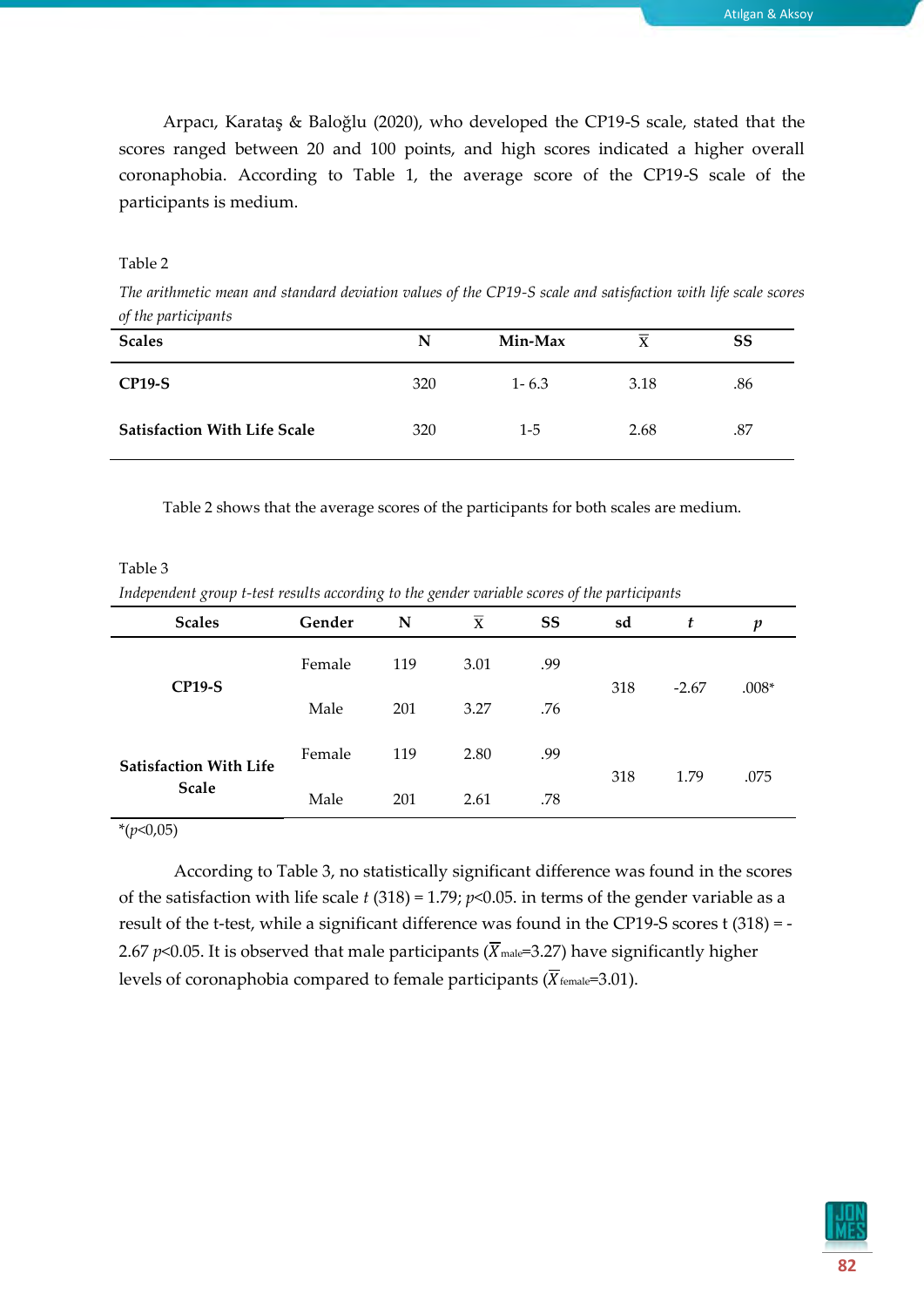Arpacı, Karataş & Baloğlu (2020), who developed the CP19-S scale, stated that the scores ranged between 20 and 100 points, and high scores indicated a higher overall coronaphobia. According to Table 1, the average score of the CP19-S scale of the participants is medium.

Table 2

*The arithmetic mean and standard deviation values of the CP19-S scale and satisfaction with life scale scores of the participants*

| Scales | N | Min-Max | $\overline{X}$ | SS |
|---|---|---|---|---|
| **CP19-S** | 320 | 1- 6.3 | 3.18 | .86 |
| **Satisfaction With Life Scale** | 320 | 1-5 | 2.68 | .87 |

Table 2 shows that the average scores of the participants for both scales are medium.

Table 3

*Independent group t-test results according to the gender variable scores of the participants*

| Scales | Gender | N | $\overline{X}$ | SS | sd | *t* | *p* |
|---|---|---|---|---|---|---|---|
| **CP19-S** | Female | 119 | 3.01 | .99 | 318 | -2.67 | .008* |
| | Male | 201 | 3.27 | .76 | | | |
| **Satisfaction With Life Scale** | Female | 119 | 2.80 | .99 | 318 | 1.79 | .075 |
| | Male | 201 | 2.61 | .78 | | | |

*($p$<0,05)

According to Table 3, no statistically significant difference was found in the scores of the satisfaction with life scale $t$ (318) = 1.79; $p$<0.05. in terms of the gender variable as a result of the t-test, while a significant difference was found in the CP19-S scores t (318) = -2.67 $p$<0.05. It is observed that male participants ($\overline{X}_{male}$=3.27) have significantly higher levels of coronaphobia compared to female participants ($\overline{X}_{female}$=3.01).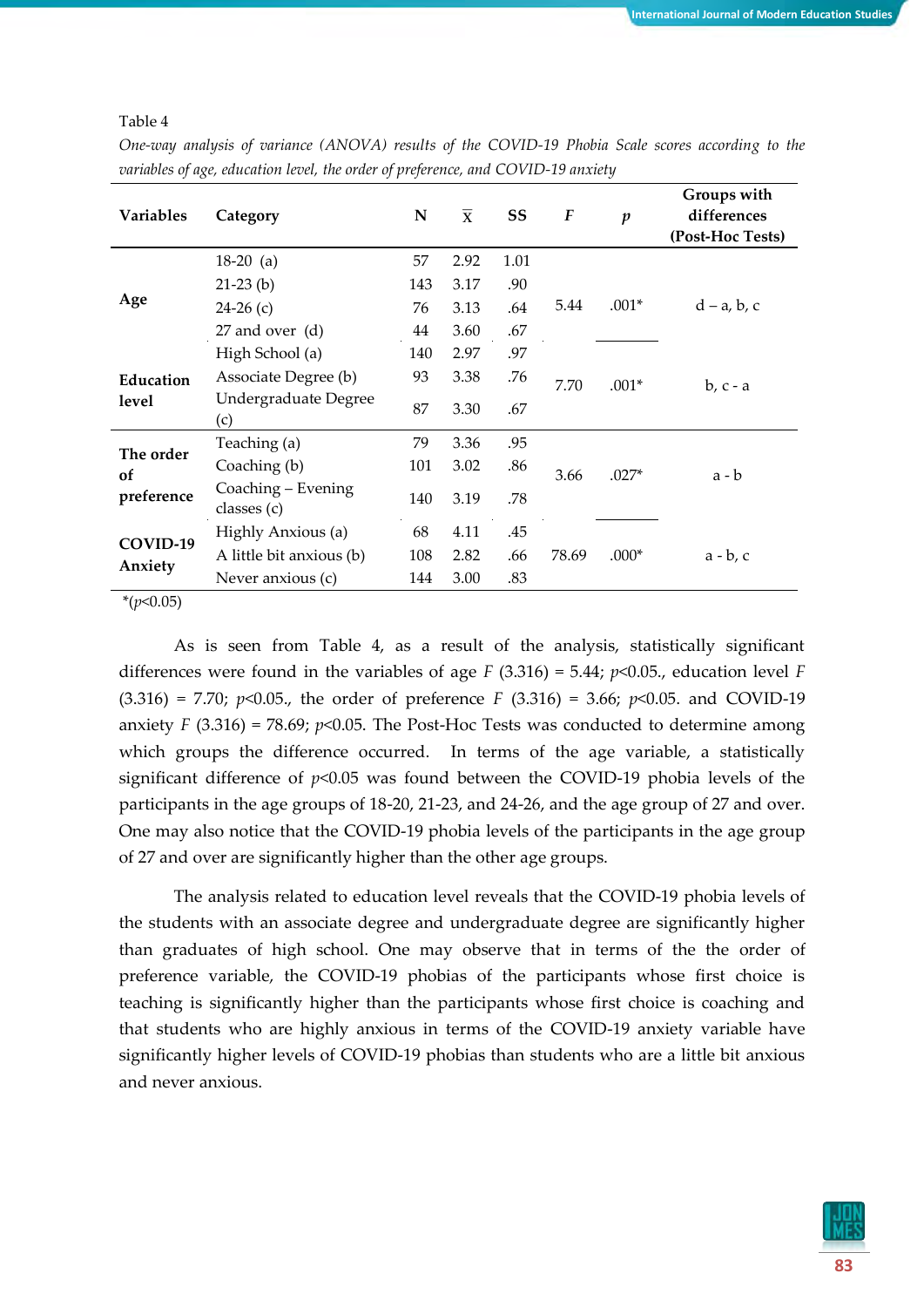Table 4

*One-way analysis of variance (ANOVA) results of the COVID-19 Phobia Scale scores according to the variables of age, education level, the order of preference, and COVID-19 anxiety*

| Variables | Category | N | $\bar{X}$ | SS | *F* | *p* | Groups with differences (Post-Hoc Tests) |
|---|---|---|---|---|---|---|---|
| Age | 18-20 (a) | 57 | 2.92 | 1.01 | 5.44 | .001* | d – a, b, c |
| | 21-23 (b) | 143 | 3.17 | .90 | | | |
| | 24-26 (c) | 76 | 3.13 | .64 | | | |
| | 27 and over (d) | 44 | 3.60 | .67 | | | |
| Education level | High School (a) | 140 | 2.97 | .97 | 7.70 | .001* | b, c - a |
| | Associate Degree (b) | 93 | 3.38 | .76 | | | |
| | Undergraduate Degree (c) | 87 | 3.30 | .67 | | | |
| The order of preference | Teaching (a) | 79 | 3.36 | .95 | 3.66 | .027* | a - b |
| | Coaching (b) | 101 | 3.02 | .86 | | | |
| | Coaching – Evening classes (c) | 140 | 3.19 | .78 | | | |
| COVID-19 Anxiety | Highly Anxious (a) | 68 | 4.11 | .45 | 78.69 | .000* | a - b, c |
| | A little bit anxious (b) | 108 | 2.82 | .66 | | | |
| | Never anxious (c) | 144 | 3.00 | .83 | | | |

*($p$<0.05)

As is seen from Table 4, as a result of the analysis, statistically significant differences were found in the variables of age $F$ (3.316) = 5.44; $p$<0.05., education level $F$ (3.316) = 7.70; $p$<0.05., the order of preference $F$ (3.316) = 3.66; $p$<0.05. and COVID-19 anxiety $F$ (3.316) = 78.69; $p$<0.05. The Post-Hoc Tests was conducted to determine among which groups the difference occurred. In terms of the age variable, a statistically significant difference of $p$<0.05 was found between the COVID-19 phobia levels of the participants in the age groups of 18-20, 21-23, and 24-26, and the age group of 27 and over. One may also notice that the COVID-19 phobia levels of the participants in the age group of 27 and over are significantly higher than the other age groups.

The analysis related to education level reveals that the COVID-19 phobia levels of the students with an associate degree and undergraduate degree are significantly higher than graduates of high school. One may observe that in terms of the the order of preference variable, the COVID-19 phobias of the participants whose first choice is teaching is significantly higher than the participants whose first choice is coaching and that students who are highly anxious in terms of the COVID-19 anxiety variable have significantly higher levels of COVID-19 phobias than students who are a little bit anxious and never anxious.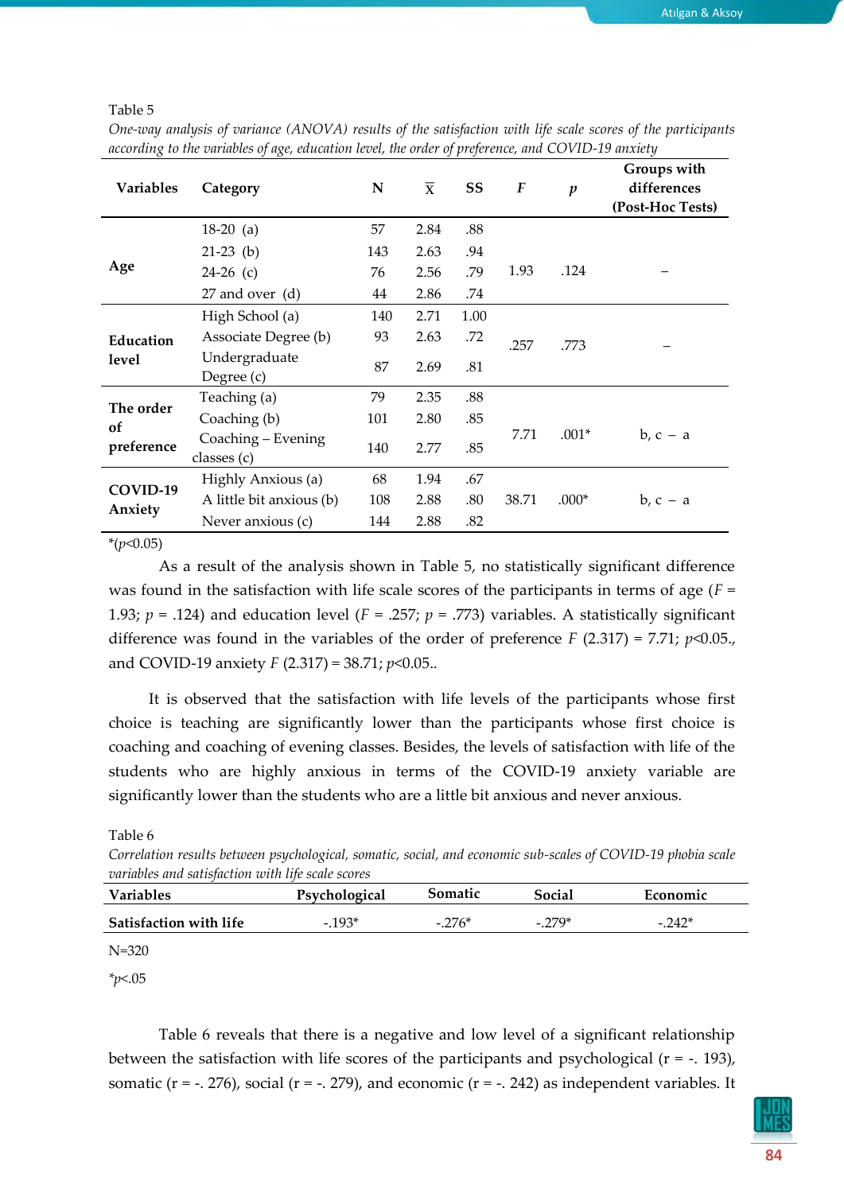Table 5

*One-way analysis of variance (ANOVA) results of the satisfaction with life scale scores of the participants according to the variables of age, education level, the order of preference, and COVID-19 anxiety*

| Variables | Category | N | $\bar{X}$ | SS | *F* | *p* | Groups with differences (Post-Hoc Tests) |
|---|---|---|---|---|---|---|---|
| Age | 18-20 (a) | 57 | 2.84 | .88 | 1.93 | .124 | – |
| | 21-23 (b) | 143 | 2.63 | .94 | | | |
| | 24-26 (c) | 76 | 2.56 | .79 | | | |
| | 27 and over (d) | 44 | 2.86 | .74 | | | |
| Education level | High School (a) | 140 | 2.71 | 1.00 | .257 | .773 | – |
| | Associate Degree (b) | 93 | 2.63 | .72 | | | |
| | Undergraduate Degree (c) | 87 | 2.69 | .81 | | | |
| The order of preference | Teaching (a) | 79 | 2.35 | .88 | 7.71 | .001* | b, c – a |
| | Coaching (b) | 101 | 2.80 | .85 | | | |
| | Coaching – Evening classes (c) | 140 | 2.77 | .85 | | | |
| COVID-19 Anxiety | Highly Anxious (a) | 68 | 1.94 | .67 | 38.71 | .000* | b, c – a |
| | A little bit anxious (b) | 108 | 2.88 | .80 | | | |
| | Never anxious (c) | 144 | 2.88 | .82 | | | |

*($p$<0.05)

As a result of the analysis shown in Table 5, no statistically significant difference was found in the satisfaction with life scale scores of the participants in terms of age ($F$ = 1.93; $p$ = .124) and education level ($F$ = .257; $p$ = .773) variables. A statistically significant difference was found in the variables of the order of preference $F$ (2.317) = 7.71; $p$<0.05., and COVID-19 anxiety $F$ (2.317) = 38.71; $p$<0.05..

It is observed that the satisfaction with life levels of the participants whose first choice is teaching are significantly lower than the participants whose first choice is coaching and coaching of evening classes. Besides, the levels of satisfaction with life of the students who are highly anxious in terms of the COVID-19 anxiety variable are significantly lower than the students who are a little bit anxious and never anxious.

Table 6

*Correlation results between psychological, somatic, social, and economic sub-scales of COVID-19 phobia scale variables and satisfaction with life scale scores*

| Variables | Psychological | Somatic | Social | Economic |
|---|---|---|---|---|
| **Satisfaction with life** | -.193* | -.276* | -.279* | -.242* |

N=320

*$p$<.05

Table 6 reveals that there is a negative and low level of a significant relationship between the satisfaction with life scores of the participants and psychological (r = -. 193), somatic (r = -. 276), social (r = -. 279), and economic (r = -. 242) as independent variables. It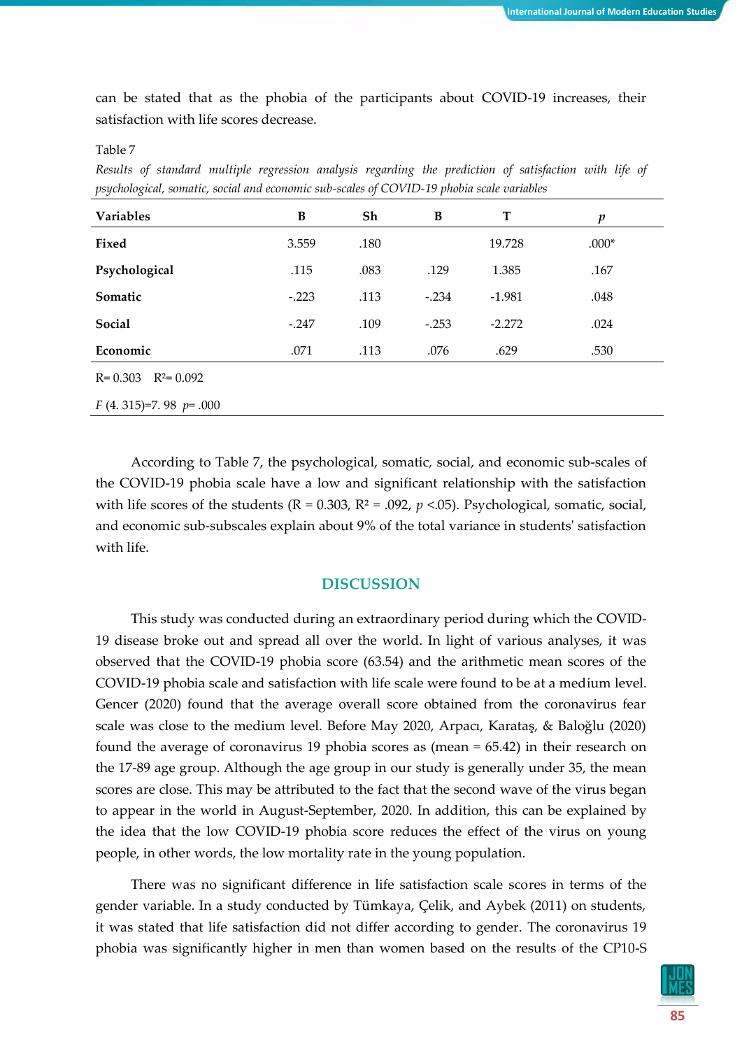can be stated that as the phobia of the participants about COVID-19 increases, their satisfaction with life scores decrease.

Table 7

*Results of standard multiple regression analysis regarding the prediction of satisfaction with life of psychological, somatic, social and economic sub-scales of COVID-19 phobia scale variables*

| Variables | B | Sh | B | T | p |
|---|---|---|---|---|---|
| **Fixed** | 3.559 | .180 | | 19.728 | .000* |
| **Psychological** | .115 | .083 | .129 | 1.385 | .167 |
| **Somatic** | -.223 | .113 | -.234 | -1.981 | .048 |
| **Social** | -.247 | .109 | -.253 | -2.272 | .024 |
| **Economic** | .071 | .113 | .076 | .629 | .530 |
| R= 0.303 $R^2$= 0.092 | | | | | |
| *F* (4. 315)=7. 98 *p*= .000 | | | | | |

According to Table 7, the psychological, somatic, social, and economic sub-scales of the COVID-19 phobia scale have a low and significant relationship with the satisfaction with life scores of the students (R = 0.303, $R^2$ = .092, $p < .05$). Psychological, somatic, social, and economic sub-subscales explain about 9% of the total variance in students' satisfaction with life.

## DISCUSSION

This study was conducted during an extraordinary period during which the COVID-19 disease broke out and spread all over the world. In light of various analyses, it was observed that the COVID-19 phobia score (63.54) and the arithmetic mean scores of the COVID-19 phobia scale and satisfaction with life scale were found to be at a medium level. Gencer (2020) found that the average overall score obtained from the coronavirus fear scale was close to the medium level. Before May 2020, Arpacı, Karataş, & Baloğlu (2020) found the average of coronavirus 19 phobia scores as (mean = 65.42) in their research on the 17-89 age group. Although the age group in our study is generally under 35, the mean scores are close. This may be attributed to the fact that the second wave of the virus began to appear in the world in August-September, 2020. In addition, this can be explained by the idea that the low COVID-19 phobia score reduces the effect of the virus on young people, in other words, the low mortality rate in the young population.

There was no significant difference in life satisfaction scale scores in terms of the gender variable. In a study conducted by Tümkaya, Çelik, and Aybek (2011) on students, it was stated that life satisfaction did not differ according to gender. The coronavirus 19 phobia was significantly higher in men than women based on the results of the CP10-S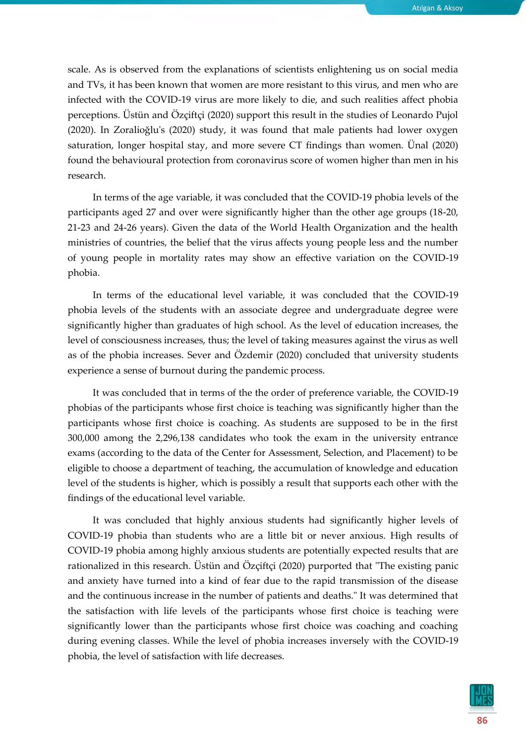scale. As is observed from the explanations of scientists enlightening us on social media and TVs, it has been known that women are more resistant to this virus, and men who are infected with the COVID-19 virus are more likely to die, and such realities affect phobia perceptions. Üstün and Özçiftçi (2020) support this result in the studies of Leonardo Pujol (2020). In Zoralioğlu's (2020) study, it was found that male patients had lower oxygen saturation, longer hospital stay, and more severe CT findings than women. Ünal (2020) found the behavioural protection from coronavirus score of women higher than men in his research.

In terms of the age variable, it was concluded that the COVID-19 phobia levels of the participants aged 27 and over were significantly higher than the other age groups (18-20, 21-23 and 24-26 years). Given the data of the World Health Organization and the health ministries of countries, the belief that the virus affects young people less and the number of young people in mortality rates may show an effective variation on the COVID-19 phobia.

In terms of the educational level variable, it was concluded that the COVID-19 phobia levels of the students with an associate degree and undergraduate degree were significantly higher than graduates of high school. As the level of education increases, the level of consciousness increases, thus; the level of taking measures against the virus as well as of the phobia increases. Sever and Özdemir (2020) concluded that university students experience a sense of burnout during the pandemic process.

It was concluded that in terms of the the order of preference variable, the COVID-19 phobias of the participants whose first choice is teaching was significantly higher than the participants whose first choice is coaching. As students are supposed to be in the first 300,000 among the 2,296,138 candidates who took the exam in the university entrance exams (according to the data of the Center for Assessment, Selection, and Placement) to be eligible to choose a department of teaching, the accumulation of knowledge and education level of the students is higher, which is possibly a result that supports each other with the findings of the educational level variable.

It was concluded that highly anxious students had significantly higher levels of COVID-19 phobia than students who are a little bit or never anxious. High results of COVID-19 phobia among highly anxious students are potentially expected results that are rationalized in this research. Üstün and Özçiftçi (2020) purported that "The existing panic and anxiety have turned into a kind of fear due to the rapid transmission of the disease and the continuous increase in the number of patients and deaths." It was determined that the satisfaction with life levels of the participants whose first choice is teaching were significantly lower than the participants whose first choice was coaching and coaching during evening classes. While the level of phobia increases inversely with the COVID-19 phobia, the level of satisfaction with life decreases.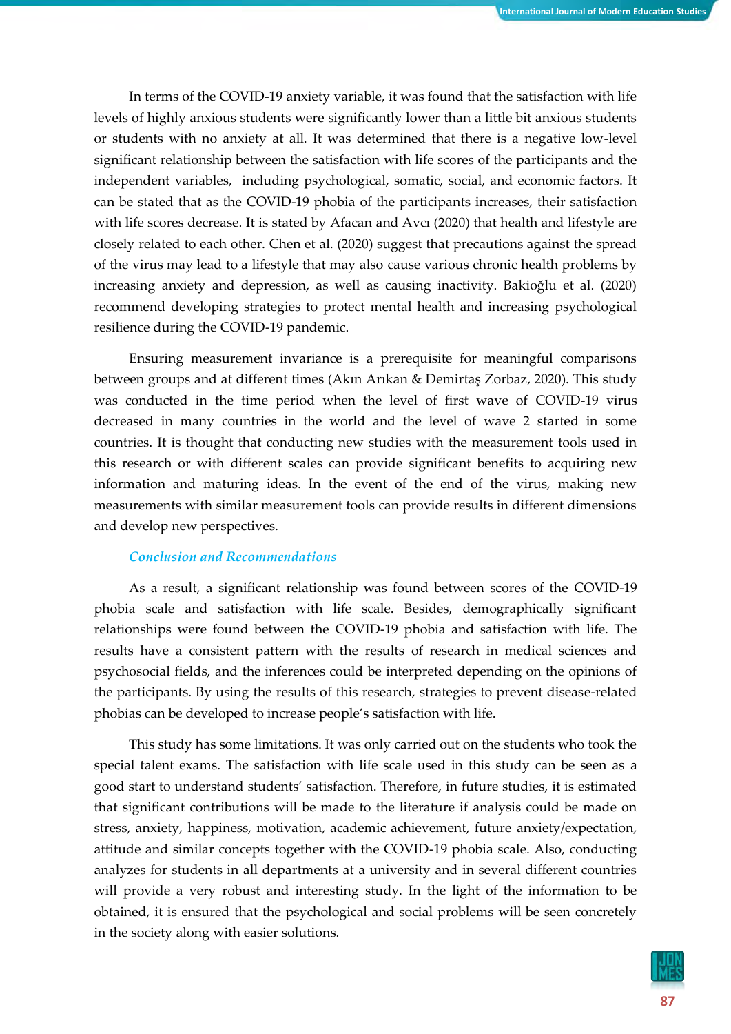In terms of the COVID-19 anxiety variable, it was found that the satisfaction with life levels of highly anxious students were significantly lower than a little bit anxious students or students with no anxiety at all. It was determined that there is a negative low-level significant relationship between the satisfaction with life scores of the participants and the independent variables, including psychological, somatic, social, and economic factors. It can be stated that as the COVID-19 phobia of the participants increases, their satisfaction with life scores decrease. It is stated by Afacan and Avcı (2020) that health and lifestyle are closely related to each other. Chen et al. (2020) suggest that precautions against the spread of the virus may lead to a lifestyle that may also cause various chronic health problems by increasing anxiety and depression, as well as causing inactivity. Bakioğlu et al. (2020) recommend developing strategies to protect mental health and increasing psychological resilience during the COVID-19 pandemic.

Ensuring measurement invariance is a prerequisite for meaningful comparisons between groups and at different times (Akın Arıkan & Demirtaş Zorbaz, 2020). This study was conducted in the time period when the level of first wave of COVID-19 virus decreased in many countries in the world and the level of wave 2 started in some countries. It is thought that conducting new studies with the measurement tools used in this research or with different scales can provide significant benefits to acquiring new information and maturing ideas. In the event of the end of the virus, making new measurements with similar measurement tools can provide results in different dimensions and develop new perspectives.

### *Conclusion and Recommendations*

As a result, a significant relationship was found between scores of the COVID-19 phobia scale and satisfaction with life scale. Besides, demographically significant relationships were found between the COVID-19 phobia and satisfaction with life. The results have a consistent pattern with the results of research in medical sciences and psychosocial fields, and the inferences could be interpreted depending on the opinions of the participants. By using the results of this research, strategies to prevent disease-related phobias can be developed to increase people's satisfaction with life.

This study has some limitations. It was only carried out on the students who took the special talent exams. The satisfaction with life scale used in this study can be seen as a good start to understand students' satisfaction. Therefore, in future studies, it is estimated that significant contributions will be made to the literature if analysis could be made on stress, anxiety, happiness, motivation, academic achievement, future anxiety/expectation, attitude and similar concepts together with the COVID-19 phobia scale. Also, conducting analyzes for students in all departments at a university and in several different countries will provide a very robust and interesting study. In the light of the information to be obtained, it is ensured that the psychological and social problems will be seen concretely in the society along with easier solutions.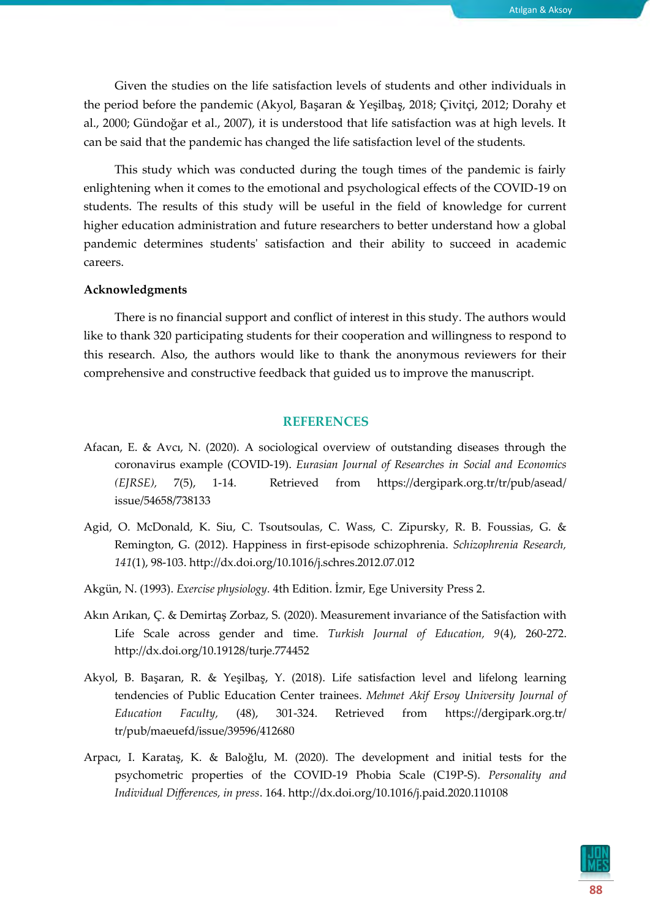Given the studies on the life satisfaction levels of students and other individuals in the period before the pandemic (Akyol, Başaran & Yeşilbaş, 2018; Çivitçi, 2012; Dorahy et al., 2000; Gündoğar et al., 2007), it is understood that life satisfaction was at high levels. It can be said that the pandemic has changed the life satisfaction level of the students.

This study which was conducted during the tough times of the pandemic is fairly enlightening when it comes to the emotional and psychological effects of the COVID-19 on students. The results of this study will be useful in the field of knowledge for current higher education administration and future researchers to better understand how a global pandemic determines students' satisfaction and their ability to succeed in academic careers.

**Acknowledgments**

There is no financial support and conflict of interest in this study. The authors would like to thank 320 participating students for their cooperation and willingness to respond to this research. Also, the authors would like to thank the anonymous reviewers for their comprehensive and constructive feedback that guided us to improve the manuscript.

## REFERENCES

Afacan, E. & Avcı, N. (2020). A sociological overview of outstanding diseases through the coronavirus example (COVID-19). *Eurasian Journal of Researches in Social and Economics (EJRSE),* 7(5), 1-14. Retrieved from https://dergipark.org.tr/tr/pub/asead/issue/54658/738133

Agid, O. McDonald, K. Siu, C. Tsoutsoulas, C. Wass, C. Zipursky, R. B. Foussias, G. & Remington, G. (2012). Happiness in first-episode schizophrenia. *Schizophrenia Research, 141*(1), 98-103. http://dx.doi.org/10.1016/j.schres.2012.07.012

Akgün, N. (1993). *Exercise physiology.* 4th Edition. İzmir, Ege University Press 2.

Akın Arıkan, Ç. & Demirtaş Zorbaz, S. (2020). Measurement invariance of the Satisfaction with Life Scale across gender and time. *Turkish Journal of Education, 9*(4), 260-272. http://dx.doi.org/10.19128/turje.774452

Akyol, B. Başaran, R. & Yeşilbaş, Y. (2018). Life satisfaction level and lifelong learning tendencies of Public Education Center trainees. *Mehmet Akif Ersoy University Journal of Education Faculty,* (48), 301-324. Retrieved from https://dergipark.org.tr/tr/pub/maeuefd/issue/39596/412680

Arpacı, I. Karataş, K. & Baloğlu, M. (2020). The development and initial tests for the psychometric properties of the COVID-19 Phobia Scale (C19P-S). *Personality and Individual Differences, in press*. 164. http://dx.doi.org/10.1016/j.paid.2020.110108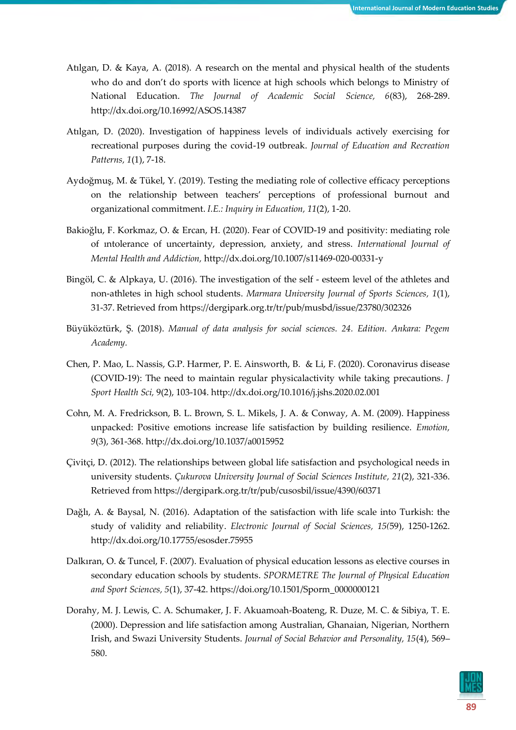Atılgan, D. & Kaya, A. (2018). A research on the mental and physical health of the students who do and don't do sports with licence at high schools which belongs to Ministry of National Education. *The Journal of Academic Social Science, 6*(83), 268-289. http://dx.doi.org/10.16992/ASOS.14387

Atılgan, D. (2020). Investigation of happiness levels of individuals actively exercising for recreational purposes during the covid-19 outbreak. *Journal of Education and Recreation Patterns, 1*(1), 7-18.

Aydoğmuş, M. & Tükel, Y. (2019). Testing the mediating role of collective efficacy perceptions on the relationship between teachers' perceptions of professional burnout and organizational commitment. *I.E.: Inquiry in Education, 11*(2), 1-20.

Bakioğlu, F. Korkmaz, O. & Ercan, H. (2020). Fear of COVID-19 and positivity: mediating role of ıntolerance of uncertainty, depression, anxiety, and stress. *International Journal of Mental Health and Addiction,* http://dx.doi.org/10.1007/s11469-020-00331-y

Bingöl, C. & Alpkaya, U. (2016). The investigation of the self - esteem level of the athletes and non-athletes in high school students. *Marmara University Journal of Sports Sciences, 1*(1), 31-37. Retrieved from https://dergipark.org.tr/tr/pub/musbd/issue/23780/302326

Büyüköztürk, Ş. (2018). *Manual of data analysis for social sciences. 24. Edition. Ankara: Pegem Academy.*

Chen, P. Mao, L. Nassis, G.P. Harmer, P. E. Ainsworth, B. & Li, F. (2020). Coronavirus disease (COVID-19): The need to maintain regular physicalactivity while taking precautions. *J Sport Health Sci,* 9(2), 103-104. http://dx.doi.org/10.1016/j.jshs.2020.02.001

Cohn, M. A. Fredrickson, B. L. Brown, S. L. Mikels, J. A. & Conway, A. M. (2009). Happiness unpacked: Positive emotions increase life satisfaction by building resilience. *Emotion, 9*(3), 361-368. http://dx.doi.org/10.1037/a0015952

Çivitçi, D. (2012). The relationships between global life satisfaction and psychological needs in university students. *Çukurova University Journal of Social Sciences Institute, 21*(2), 321-336. Retrieved from https://dergipark.org.tr/tr/pub/cusosbil/issue/4390/60371

Dağlı, A. & Baysal, N. (2016). Adaptation of the satisfaction with life scale into Turkish: the study of validity and reliability. *Electronic Journal of Social Sciences, 15(*59), 1250-1262. http://dx.doi.org/10.17755/esosder.75955

Dalkıran, O. & Tuncel, F. (2007). Evaluation of physical education lessons as elective courses in secondary education schools by students. *SPORMETRE The Journal of Physical Education and Sport Sciences, 5*(1), 37-42. https://doi.org/10.1501/Sporm_0000000121

Dorahy, M. J. Lewis, C. A. Schumaker, J. F. Akuamoah-Boateng, R. Duze, M. C. & Sibiya, T. E. (2000). Depression and life satisfaction among Australian, Ghanaian, Nigerian, Northern Irish, and Swazi University Students. *Journal of Social Behavior and Personality, 15*(4), 569–580.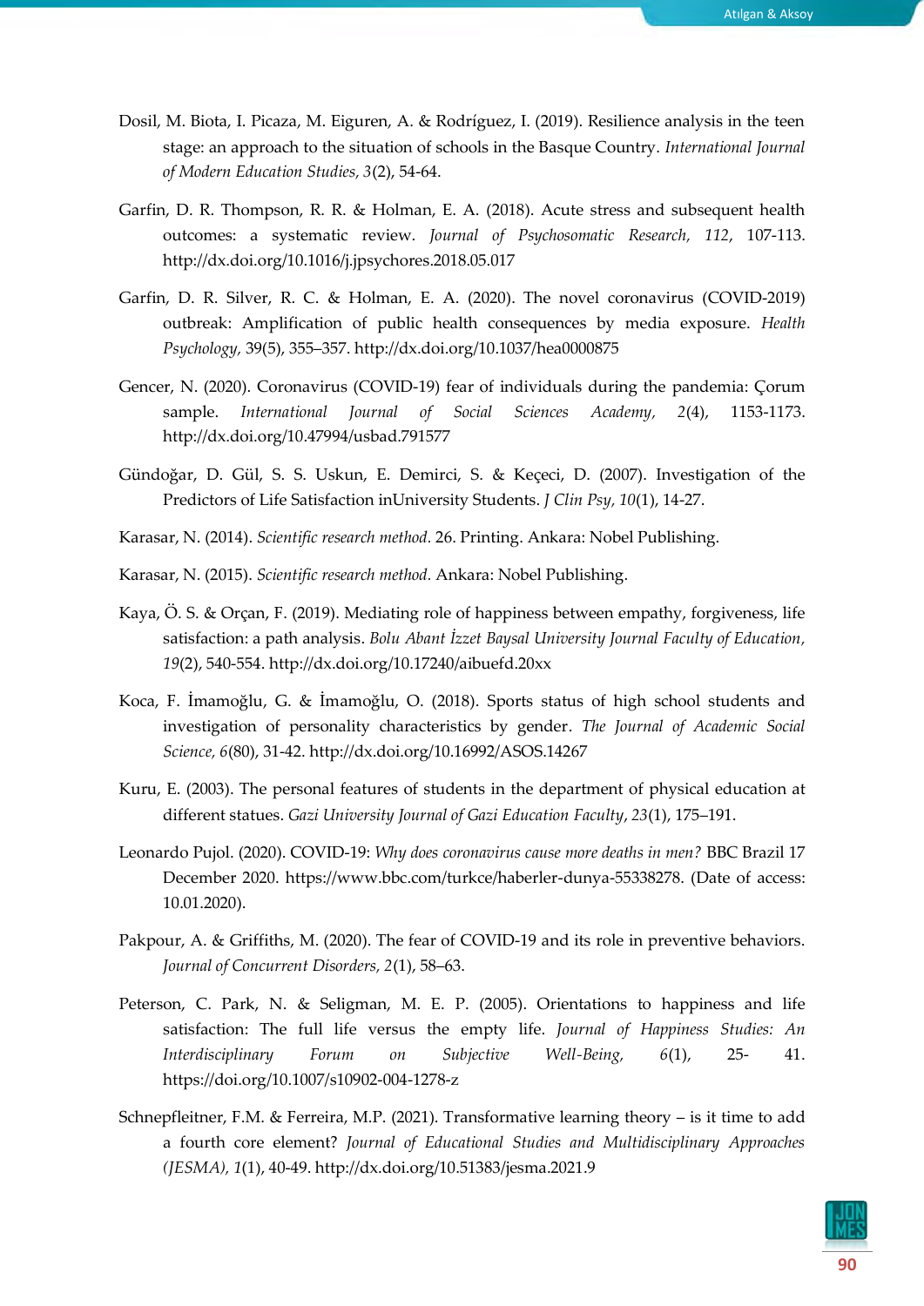Dosil, M. Biota, I. Picaza, M. Eiguren, A. & Rodríguez, I. (2019). Resilience analysis in the teen stage: an approach to the situation of schools in the Basque Country. *International Journal of Modern Education Studies, 3*(2), 54-64.

Garfin, D. R. Thompson, R. R. & Holman, E. A. (2018). Acute stress and subsequent health outcomes: a systematic review. *Journal of Psychosomatic Research, 112*, 107-113. http://dx.doi.org/10.1016/j.jpsychores.2018.05.017

Garfin, D. R. Silver, R. C. & Holman, E. A. (2020). The novel coronavirus (COVID-2019) outbreak: Amplification of public health consequences by media exposure. *Health Psychology*, 39(5), 355–357. http://dx.doi.org/10.1037/hea0000875

Gencer, N. (2020). Coronavirus (COVID-19) fear of individuals during the pandemia: Çorum sample. *International Journal of Social Sciences Academy, 2*(4), 1153-1173. http://dx.doi.org/10.47994/usbad.791577

Gündoğar, D. Gül, S. S. Uskun, E. Demirci, S. & Keçeci, D. (2007). Investigation of the Predictors of Life Satisfaction inUniversity Students. *J Clin Psy, 10*(1), 14-27.

Karasar, N. (2014). *Scientific research method.* 26. Printing. Ankara: Nobel Publishing.

Karasar, N. (2015). *Scientific research method.* Ankara: Nobel Publishing.

Kaya, Ö. S. & Orçan, F. (2019). Mediating role of happiness between empathy, forgiveness, life satisfaction: a path analysis. *Bolu Abant İzzet Baysal University Journal Faculty of Education, 19*(2), 540-554. http://dx.doi.org/10.17240/aibuefd.20xx

Koca, F. İmamoğlu, G. & İmamoğlu, O. (2018). Sports status of high school students and investigation of personality characteristics by gender. *The Journal of Academic Social Science, 6*(80), 31-42. http://dx.doi.org/10.16992/ASOS.14267

Kuru, E. (2003). The personal features of students in the department of physical education at different statues. *Gazi University Journal of Gazi Education Faculty*, *23*(1), 175–191.

Leonardo Pujol. (2020). COVID-19: *Why does coronavirus cause more deaths in men?* BBC Brazil 17 December 2020. https://www.bbc.com/turkce/haberler-dunya-55338278. (Date of access: 10.01.2020).

Pakpour, A. & Griffiths, M. (2020). The fear of COVID-19 and its role in preventive behaviors. *Journal of Concurrent Disorders, 2*(1), 58–63.

Peterson, C. Park, N. & Seligman, M. E. P. (2005). Orientations to happiness and life satisfaction: The full life versus the empty life. *Journal of Happiness Studies: An Interdisciplinary Forum on Subjective Well-Being, 6*(1), 25- 41. https://doi.org/10.1007/s10902-004-1278-z

Schnepfleitner, F.M. & Ferreira, M.P. (2021). Transformative learning theory – is it time to add a fourth core element? *Journal of Educational Studies and Multidisciplinary Approaches (JESMA), 1*(1), 40-49. http://dx.doi.org/10.51383/jesma.2021.9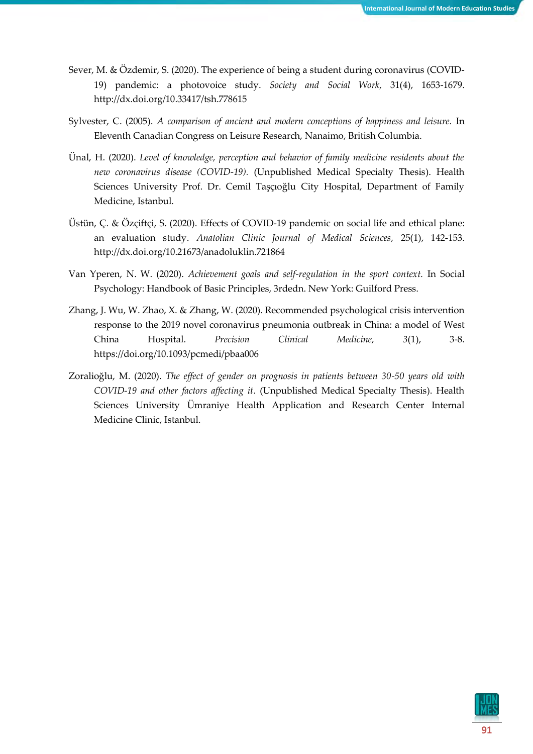Sever, M. & Özdemir, S. (2020). The experience of being a student during coronavirus (COVID-19) pandemic: a photovoice study. *Society and Social Work,* 31(4), 1653-1679. http://dx.doi.org/10.33417/tsh.778615

Sylvester, C. (2005). *A comparison of ancient and modern conceptions of happiness and leisure.* In Eleventh Canadian Congress on Leisure Research, Nanaimo, British Columbia.

Ünal, H. (2020). *Level of knowledge, perception and behavior of family medicine residents about the new coronavirus disease (COVID-19).* (Unpublished Medical Specialty Thesis). Health Sciences University Prof. Dr. Cemil Taşçıoğlu City Hospital, Department of Family Medicine, Istanbul.

Üstün, Ç. & Özçiftçi, S. (2020). Effects of COVID-19 pandemic on social life and ethical plane: an evaluation study. *Anatolian Clinic Journal of Medical Sciences,* 25(1), 142-153. http://dx.doi.org/10.21673/anadoluklin.721864

Van Yperen, N. W. (2020). *Achievement goals and self-regulation in the sport context.* In Social Psychology: Handbook of Basic Principles, 3rdedn. New York: Guilford Press.

Zhang, J. Wu, W. Zhao, X. & Zhang, W. (2020). Recommended psychological crisis intervention response to the 2019 novel coronavirus pneumonia outbreak in China: a model of West China Hospital. *Precision Clinical Medicine,* *3*(1), 3-8. https://doi.org/10.1093/pcmedi/pbaa006

Zoralioğlu, M. (2020). *The effect of gender on prognosis in patients between 30-50 years old with COVID-19 and other factors affecting it.* (Unpublished Medical Specialty Thesis). Health Sciences University Ümraniye Health Application and Research Center Internal Medicine Clinic, Istanbul.